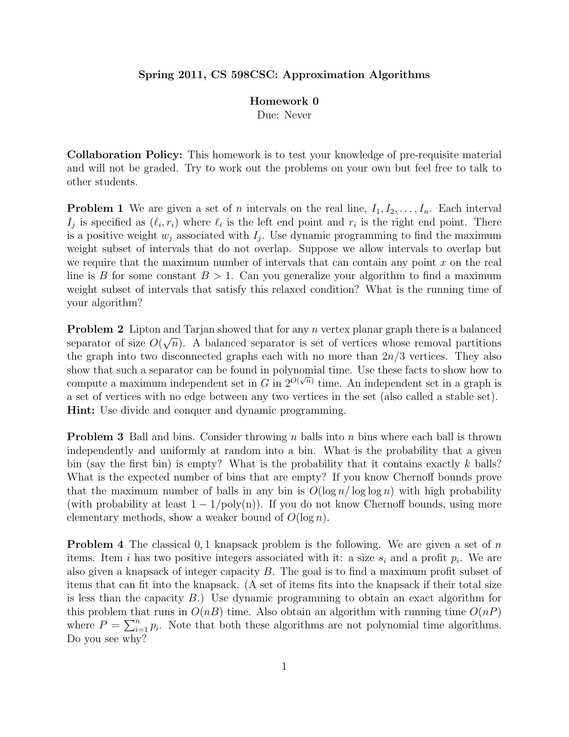**Spring 2011, CS 598CSC: Approximation Algorithms**

**Homework 0**

Due: Never

**Collaboration Policy:** This homework is to test your knowledge of pre-requisite material and will not be graded. Try to work out the problems on your own but feel free to talk to other students.

**Problem 1** We are given a set of $n$ intervals on the real line, $I_1, I_2, \ldots, I_n$. Each interval $I_j$ is specified as $(\ell_i, r_i)$ where $\ell_i$ is the left end point and $r_i$ is the right end point. There is a positive weight $w_j$ associated with $I_j$. Use dynamic programming to find the maximum weight subset of intervals that do not overlap. Suppose we allow intervals to overlap but we require that the maximum number of intervals that can contain any point $x$ on the real line is $B$ for some constant $B > 1$. Can you generalize your algorithm to find a maximum weight subset of intervals that satisfy this relaxed condition? What is the running time of your algorithm?

**Problem 2** Lipton and Tarjan showed that for any $n$ vertex planar graph there is a balanced separator of size $O(\sqrt{n})$. A balanced separator is set of vertices whose removal partitions the graph into two disconnected graphs each with no more than $2n/3$ vertices. They also show that such a separator can be found in polynomial time. Use these facts to show how to compute a maximum independent set in $G$ in $2^{O(\sqrt{n})}$ time. An independent set in a graph is a set of vertices with no edge between any two vertices in the set (also called a stable set). **Hint:** Use divide and conquer and dynamic programming.

**Problem 3** Ball and bins. Consider throwing $n$ balls into $n$ bins where each ball is thrown independently and uniformly at random into a bin. What is the probability that a given bin (say the first bin) is empty? What is the probability that it contains exactly $k$ balls? What is the expected number of bins that are empty? If you know Chernoff bounds prove that the maximum number of balls in any bin is $O(\log n / \log \log n)$ with high probability (with probability at least $1 - 1/\text{poly(n)}$). If you do not know Chernoff bounds, using more elementary methods, show a weaker bound of $O(\log n)$.

**Problem 4** The classical $0, 1$ knapsack problem is the following. We are given a set of $n$ items. Item $i$ has two positive integers associated with it: a size $s_i$ and a profit $p_i$. We are also given a knapsack of integer capacity $B$. The goal is to find a maximum profit subset of items that can fit into the knapsack. (A set of items fits into the knapsack if their total size is less than the capacity $B$.) Use dynamic programming to obtain an exact algorithm for this problem that runs in $O(nB)$ time. Also obtain an algorithm with running time $O(nP)$ where $P = \sum_{i=1}^{n} p_i$. Note that both these algorithms are not polynomial time algorithms. Do you see why?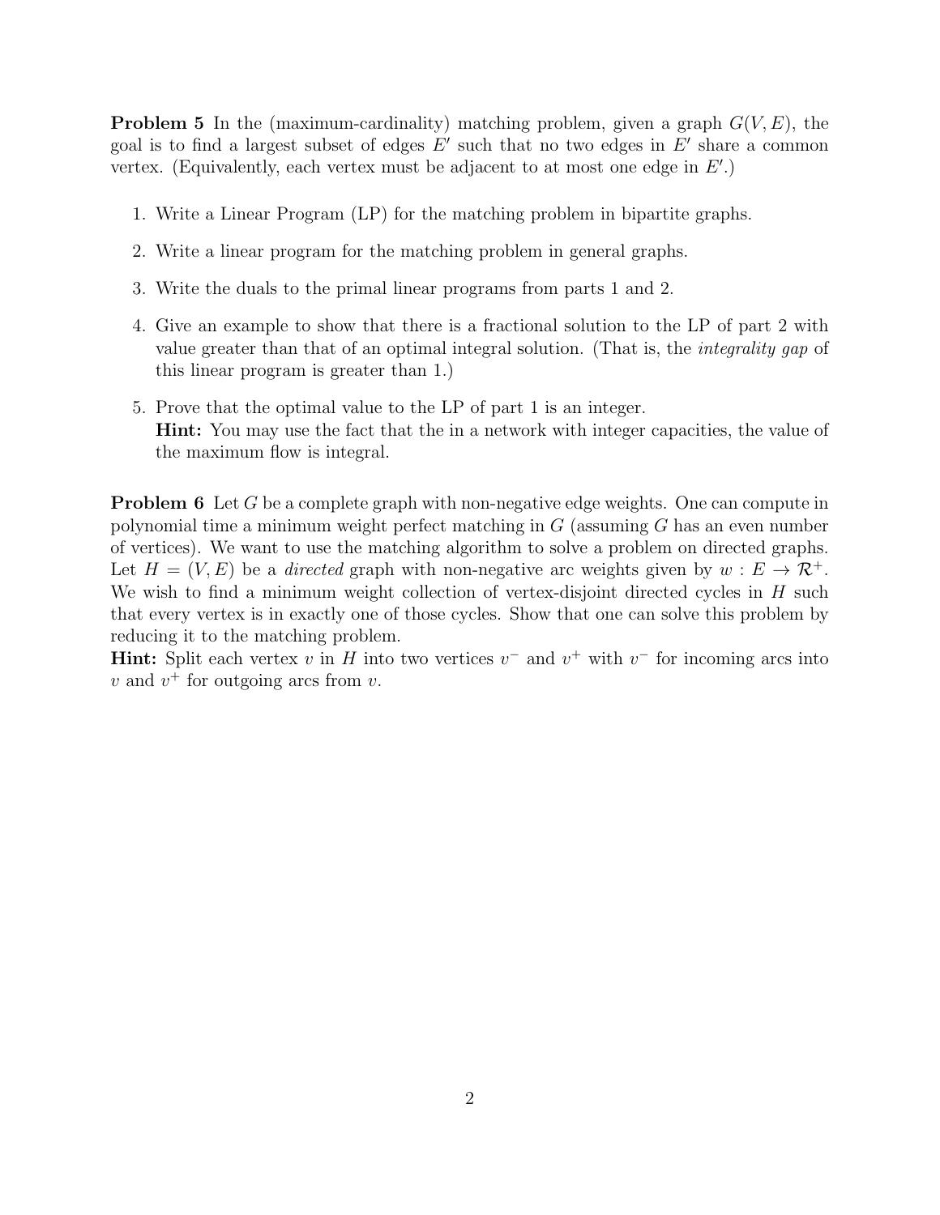**Problem 5** In the (maximum-cardinality) matching problem, given a graph $G(V, E)$, the goal is to find a largest subset of edges $E'$ such that no two edges in $E'$ share a common vertex. (Equivalently, each vertex must be adjacent to at most one edge in $E'$.)

1. Write a Linear Program (LP) for the matching problem in bipartite graphs.
2. Write a linear program for the matching problem in general graphs.
3. Write the duals to the primal linear programs from parts 1 and 2.
4. Give an example to show that there is a fractional solution to the LP of part 2 with value greater than that of an optimal integral solution. (That is, the *integrality gap* of this linear program is greater than 1.)
5. Prove that the optimal value to the LP of part 1 is an integer.
   **Hint:** You may use the fact that the in a network with integer capacities, the value of the maximum flow is integral.

**Problem 6** Let $G$ be a complete graph with non-negative edge weights. One can compute in polynomial time a minimum weight perfect matching in $G$ (assuming $G$ has an even number of vertices). We want to use the matching algorithm to solve a problem on directed graphs. Let $H = (V, E)$ be a *directed* graph with non-negative arc weights given by $w : E \to \mathcal{R}^+$. We wish to find a minimum weight collection of vertex-disjoint directed cycles in $H$ such that every vertex is in exactly one of those cycles. Show that one can solve this problem by reducing it to the matching problem.
**Hint:** Split each vertex $v$ in $H$ into two vertices $v^-$ and $v^+$ with $v^-$ for incoming arcs into $v$ and $v^+$ for outgoing arcs from $v$.